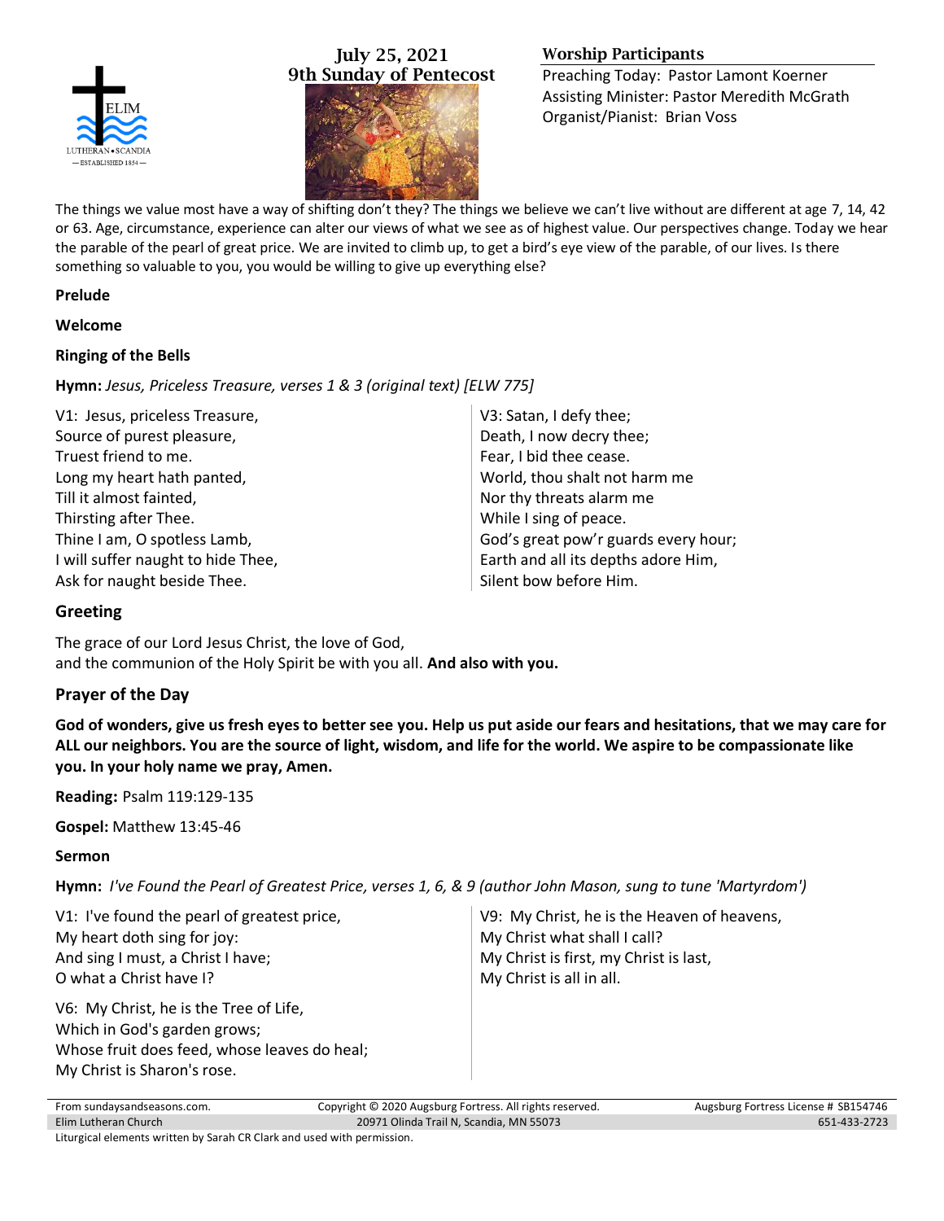# July 25, 2021
## 9th Sunday of Pentecost

### Worship Participants

Preaching Today: Pastor Lamont Koerner
Assisting Minister: Pastor Meredith McGrath
Organist/Pianist: Brian Voss

The things we value most have a way of shifting don't they? The things we believe we can't live without are different at age 7, 14, 42 or 63. Age, circumstance, experience can alter our views of what we see as of highest value. Our perspectives change. Today we hear the parable of the pearl of great price. We are invited to climb up, to get a bird's eye view of the parable, of our lives. Is there something so valuable to you, you would be willing to give up everything else?

**Prelude**

**Welcome**

**Ringing of the Bells**

**Hymn:** *Jesus, Priceless Treasure, verses 1 & 3 (original text) [ELW 775]*

V1: Jesus, priceless Treasure,
Source of purest pleasure,
Truest friend to me.
Long my heart hath panted,
Till it almost fainted,
Thirsting after Thee.
Thine I am, O spotless Lamb,
I will suffer naught to hide Thee,
Ask for naught beside Thee.

V3: Satan, I defy thee;
Death, I now decry thee;
Fear, I bid thee cease.
World, thou shalt not harm me
Nor thy threats alarm me
While I sing of peace.
God's great pow'r guards every hour;
Earth and all its depths adore Him,
Silent bow before Him.

## Greeting

The grace of our Lord Jesus Christ, the love of God,
and the communion of the Holy Spirit be with you all. **And also with you.**

## Prayer of the Day

**God of wonders, give us fresh eyes to better see you. Help us put aside our fears and hesitations, that we may care for ALL our neighbors. You are the source of light, wisdom, and life for the world. We aspire to be compassionate like you. In your holy name we pray, Amen.**

**Reading:** Psalm 119:129-135

**Gospel:** Matthew 13:45-46

**Sermon**

**Hymn:** *I've Found the Pearl of Greatest Price, verses 1, 6, & 9 (author John Mason, sung to tune 'Martyrdom')*

V1: I've found the pearl of greatest price,
My heart doth sing for joy:
And sing I must, a Christ I have;
O what a Christ have I?

V6: My Christ, he is the Tree of Life,
Which in God's garden grows;
Whose fruit does feed, whose leaves do heal;
My Christ is Sharon's rose.

V9: My Christ, he is the Heaven of heavens,
My Christ what shall I call?
My Christ is first, my Christ is last,
My Christ is all in all.

From sundaysandseasons.com. Copyright © 2020 Augsburg Fortress. All rights reserved. Augsburg Fortress License # SB154746
Elim Lutheran Church 20971 Olinda Trail N, Scandia, MN 55073 651-433-2723
Liturgical elements written by Sarah CR Clark and used with permission.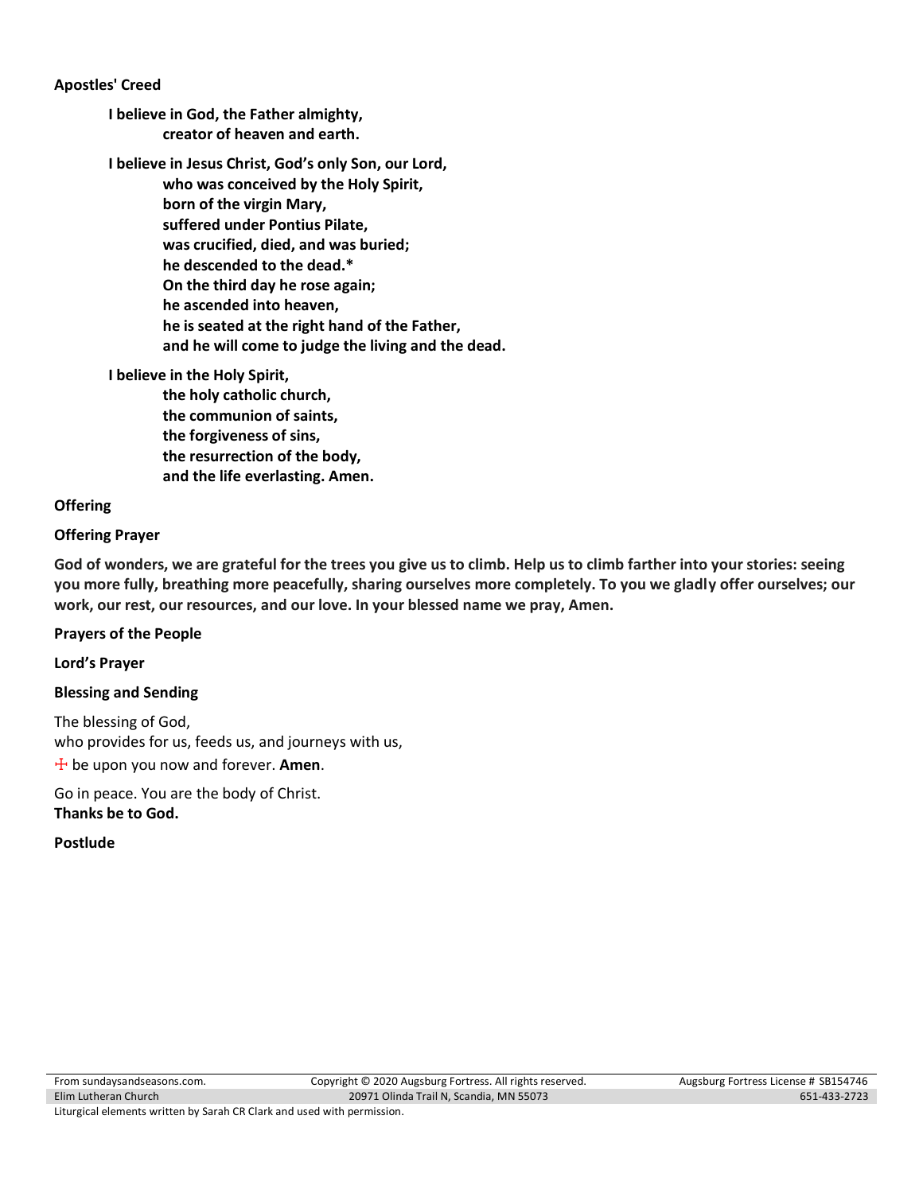**Apostles' Creed**

**I believe in God, the Father almighty,**
**creator of heaven and earth.**

**I believe in Jesus Christ, God's only Son, our Lord,**
**who was conceived by the Holy Spirit,**
**born of the virgin Mary,**
**suffered under Pontius Pilate,**
**was crucified, died, and was buried;**
**he descended to the dead.***
**On the third day he rose again;**
**he ascended into heaven,**
**he is seated at the right hand of the Father,**
**and he will come to judge the living and the dead.**

**I believe in the Holy Spirit,**
**the holy catholic church,**
**the communion of saints,**
**the forgiveness of sins,**
**the resurrection of the body,**
**and the life everlasting. Amen.**

**Offering**

**Offering Prayer**

**God of wonders, we are grateful for the trees you give us to climb. Help us to climb farther into your stories: seeing you more fully, breathing more peacefully, sharing ourselves more completely. To you we gladly offer ourselves; our work, our rest, our resources, and our love. In your blessed name we pray, Amen.**

**Prayers of the People**

**Lord's Prayer**

**Blessing and Sending**

The blessing of God,
who provides for us, feeds us, and journeys with us,
☩ be upon you now and forever. **Amen**.

Go in peace. You are the body of Christ.
**Thanks be to God.**

**Postlude**

From sundaysandseasons.com. Copyright © 2020 Augsburg Fortress. All rights reserved. Augsburg Fortress License # SB154746
Elim Lutheran Church 20971 Olinda Trail N, Scandia, MN 55073 651-433-2723
Liturgical elements written by Sarah CR Clark and used with permission.